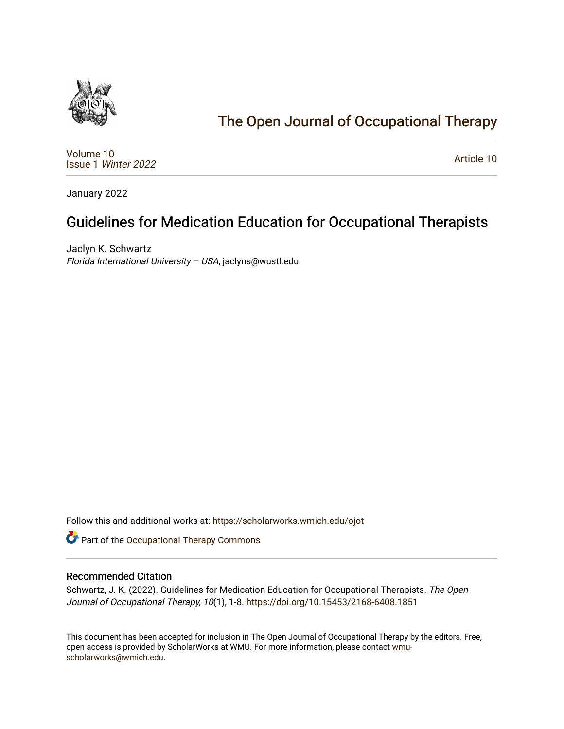# The Open Journal of Occupational Therapy

Volume 10
Issue 1 *Winter 2022*

Article 10

January 2022

## Guidelines for Medication Education for Occupational Therapists

Jaclyn K. Schwartz
*Florida International University – USA*, jaclyns@wustl.edu

Follow this and additional works at: https://scholarworks.wmich.edu/ojot

Part of the Occupational Therapy Commons

### Recommended Citation

Schwartz, J. K. (2022). Guidelines for Medication Education for Occupational Therapists. *The Open Journal of Occupational Therapy, 10*(1), 1-8. https://doi.org/10.15453/2168-6408.1851

This document has been accepted for inclusion in The Open Journal of Occupational Therapy by the editors. Free, open access is provided by ScholarWorks at WMU. For more information, please contact wmu-scholarworks@wmich.edu.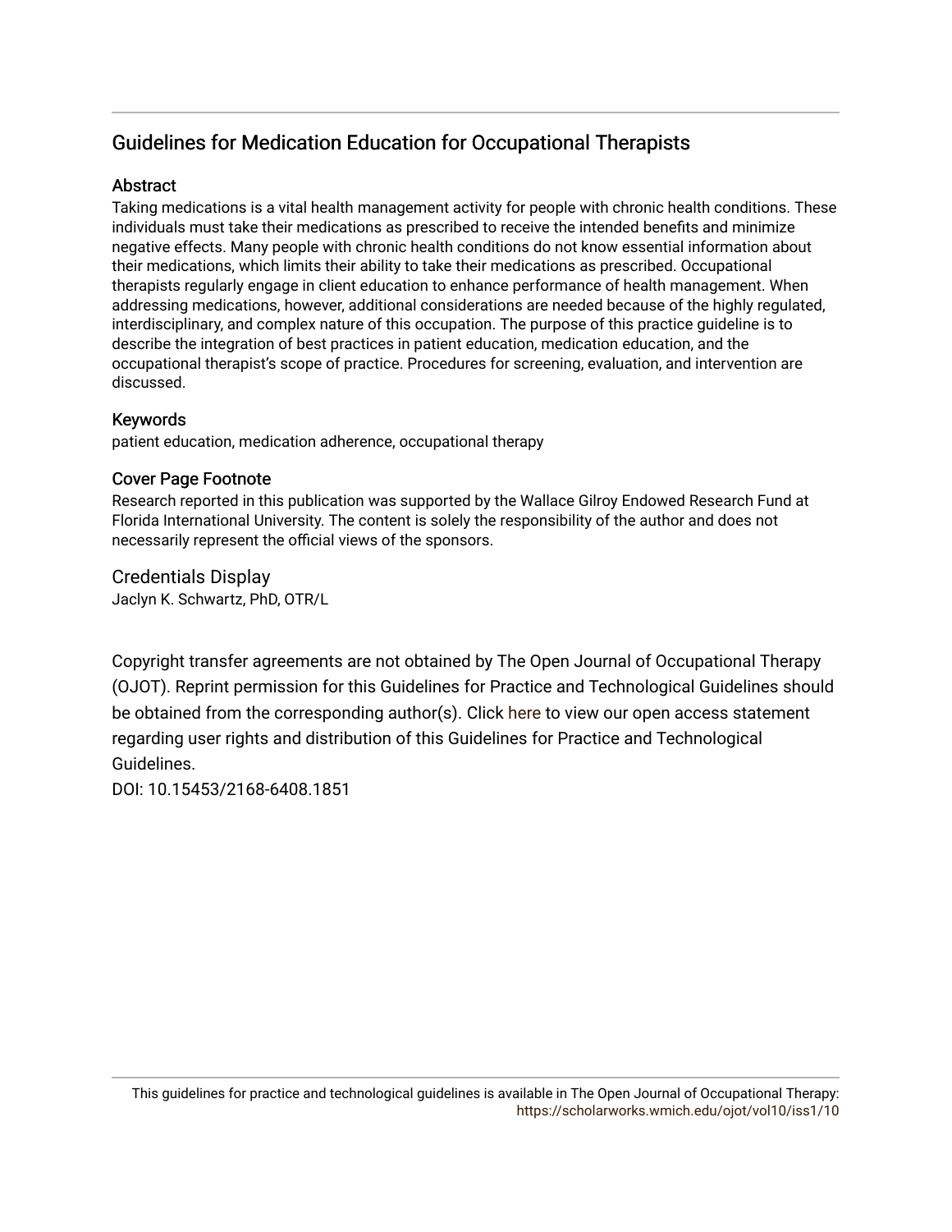# Guidelines for Medication Education for Occupational Therapists

## Abstract

Taking medications is a vital health management activity for people with chronic health conditions. These individuals must take their medications as prescribed to receive the intended benefits and minimize negative effects. Many people with chronic health conditions do not know essential information about their medications, which limits their ability to take their medications as prescribed. Occupational therapists regularly engage in client education to enhance performance of health management. When addressing medications, however, additional considerations are needed because of the highly regulated, interdisciplinary, and complex nature of this occupation. The purpose of this practice guideline is to describe the integration of best practices in patient education, medication education, and the occupational therapist's scope of practice. Procedures for screening, evaluation, and intervention are discussed.

## Keywords

patient education, medication adherence, occupational therapy

## Cover Page Footnote

Research reported in this publication was supported by the Wallace Gilroy Endowed Research Fund at Florida International University. The content is solely the responsibility of the author and does not necessarily represent the official views of the sponsors.

## Credentials Display

Jaclyn K. Schwartz, PhD, OTR/L

Copyright transfer agreements are not obtained by The Open Journal of Occupational Therapy (OJOT). Reprint permission for this Guidelines for Practice and Technological Guidelines should be obtained from the corresponding author(s). Click here to view our open access statement regarding user rights and distribution of this Guidelines for Practice and Technological Guidelines.

DOI: 10.15453/2168-6408.1851

This guidelines for practice and technological guidelines is available in The Open Journal of Occupational Therapy: https://scholarworks.wmich.edu/ojot/vol10/iss1/10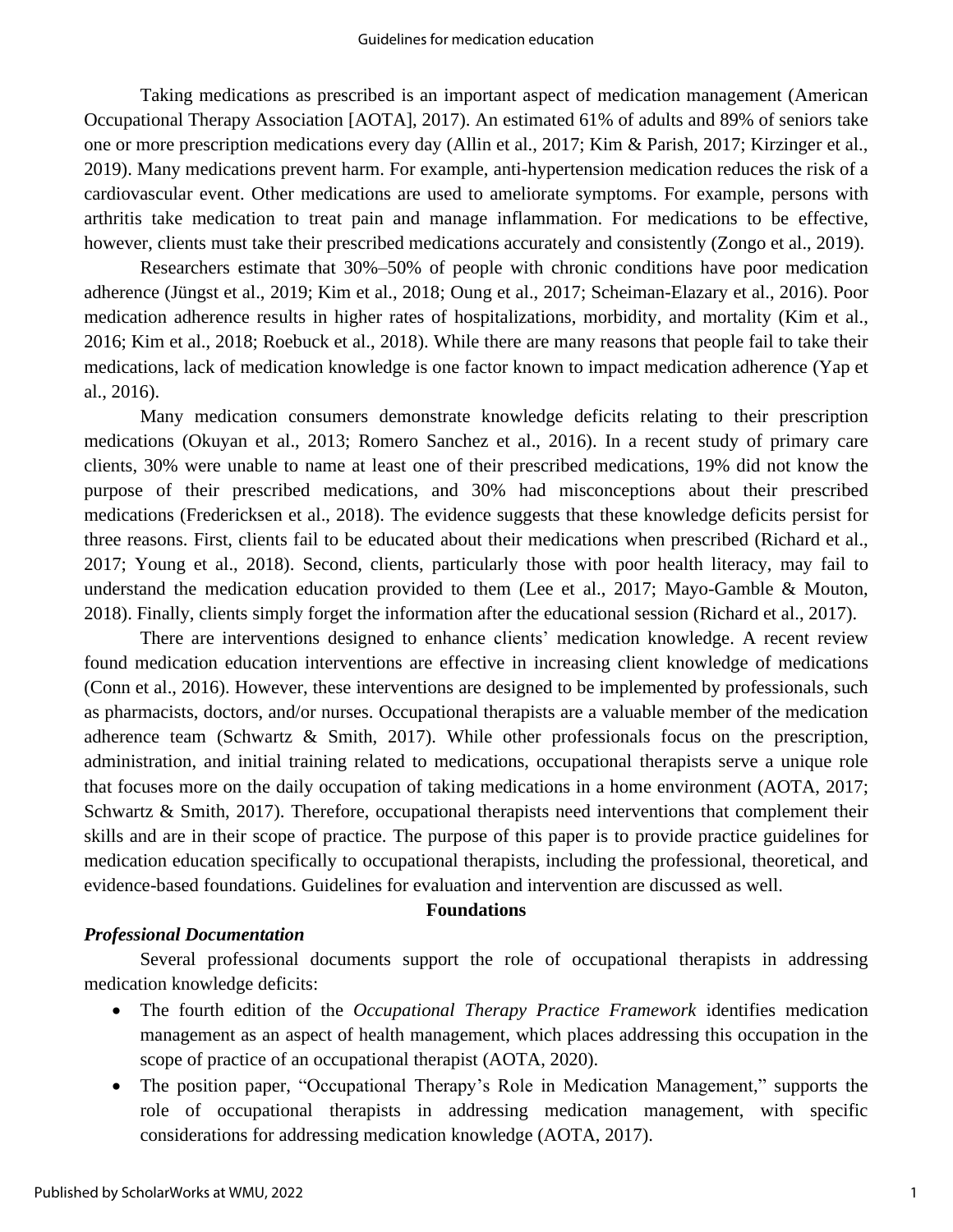Taking medications as prescribed is an important aspect of medication management (American Occupational Therapy Association [AOTA], 2017). An estimated 61% of adults and 89% of seniors take one or more prescription medications every day (Allin et al., 2017; Kim & Parish, 2017; Kirzinger et al., 2019). Many medications prevent harm. For example, anti-hypertension medication reduces the risk of a cardiovascular event. Other medications are used to ameliorate symptoms. For example, persons with arthritis take medication to treat pain and manage inflammation. For medications to be effective, however, clients must take their prescribed medications accurately and consistently (Zongo et al., 2019).

Researchers estimate that 30%–50% of people with chronic conditions have poor medication adherence (Jüngst et al., 2019; Kim et al., 2018; Oung et al., 2017; Scheiman-Elazary et al., 2016). Poor medication adherence results in higher rates of hospitalizations, morbidity, and mortality (Kim et al., 2016; Kim et al., 2018; Roebuck et al., 2018). While there are many reasons that people fail to take their medications, lack of medication knowledge is one factor known to impact medication adherence (Yap et al., 2016).

Many medication consumers demonstrate knowledge deficits relating to their prescription medications (Okuyan et al., 2013; Romero Sanchez et al., 2016). In a recent study of primary care clients, 30% were unable to name at least one of their prescribed medications, 19% did not know the purpose of their prescribed medications, and 30% had misconceptions about their prescribed medications (Fredericksen et al., 2018). The evidence suggests that these knowledge deficits persist for three reasons. First, clients fail to be educated about their medications when prescribed (Richard et al., 2017; Young et al., 2018). Second, clients, particularly those with poor health literacy, may fail to understand the medication education provided to them (Lee et al., 2017; Mayo-Gamble & Mouton, 2018). Finally, clients simply forget the information after the educational session (Richard et al., 2017).

There are interventions designed to enhance clients' medication knowledge. A recent review found medication education interventions are effective in increasing client knowledge of medications (Conn et al., 2016). However, these interventions are designed to be implemented by professionals, such as pharmacists, doctors, and/or nurses. Occupational therapists are a valuable member of the medication adherence team (Schwartz & Smith, 2017). While other professionals focus on the prescription, administration, and initial training related to medications, occupational therapists serve a unique role that focuses more on the daily occupation of taking medications in a home environment (AOTA, 2017; Schwartz & Smith, 2017). Therefore, occupational therapists need interventions that complement their skills and are in their scope of practice. The purpose of this paper is to provide practice guidelines for medication education specifically to occupational therapists, including the professional, theoretical, and evidence-based foundations. Guidelines for evaluation and intervention are discussed as well.

## Foundations

### *Professional Documentation*

Several professional documents support the role of occupational therapists in addressing medication knowledge deficits:

- The fourth edition of the *Occupational Therapy Practice Framework* identifies medication management as an aspect of health management, which places addressing this occupation in the scope of practice of an occupational therapist (AOTA, 2020).
- The position paper, "Occupational Therapy's Role in Medication Management," supports the role of occupational therapists in addressing medication management, with specific considerations for addressing medication knowledge (AOTA, 2017).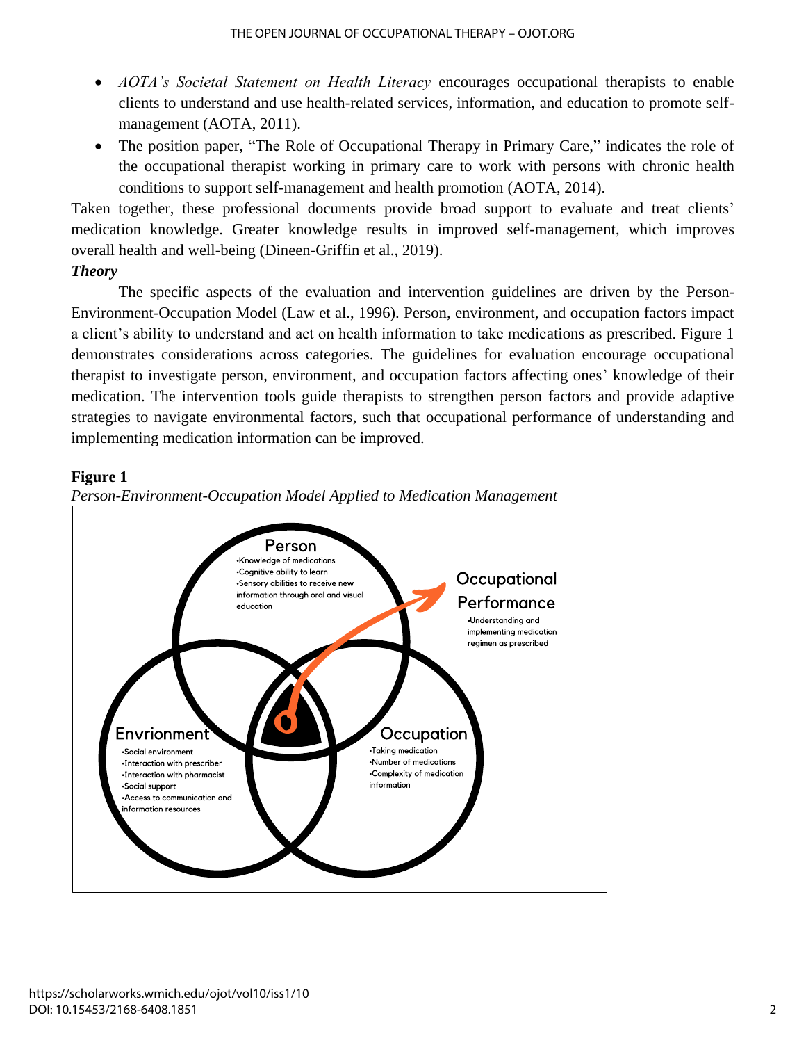- *AOTA's Societal Statement on Health Literacy* encourages occupational therapists to enable clients to understand and use health-related services, information, and education to promote self-management (AOTA, 2011).
- The position paper, "The Role of Occupational Therapy in Primary Care," indicates the role of the occupational therapist working in primary care to work with persons with chronic health conditions to support self-management and health promotion (AOTA, 2014).

Taken together, these professional documents provide broad support to evaluate and treat clients' medication knowledge. Greater knowledge results in improved self-management, which improves overall health and well-being (Dineen-Griffin et al., 2019).

***Theory***

The specific aspects of the evaluation and intervention guidelines are driven by the Person-Environment-Occupation Model (Law et al., 1996). Person, environment, and occupation factors impact a client's ability to understand and act on health information to take medications as prescribed. Figure 1 demonstrates considerations across categories. The guidelines for evaluation encourage occupational therapist to investigate person, environment, and occupation factors affecting ones' knowledge of their medication. The intervention tools guide therapists to strengthen person factors and provide adaptive strategies to navigate environmental factors, such that occupational performance of understanding and implementing medication information can be improved.

**Figure 1**

*Person-Environment-Occupation Model Applied to Medication Management*

Person
- Knowledge of medications
- Cognitive ability to learn
- Sensory abilities to receive new information through oral and visual education

Envrionment
- Social environment
- Interaction with prescriber
- Interaction with pharmacist
- Social support
- Access to communication and information resources

Occupation
- Taking medication
- Number of medications
- Complexity of medication information

Occupational Performance
- Understanding and implementing medication regimen as prescribed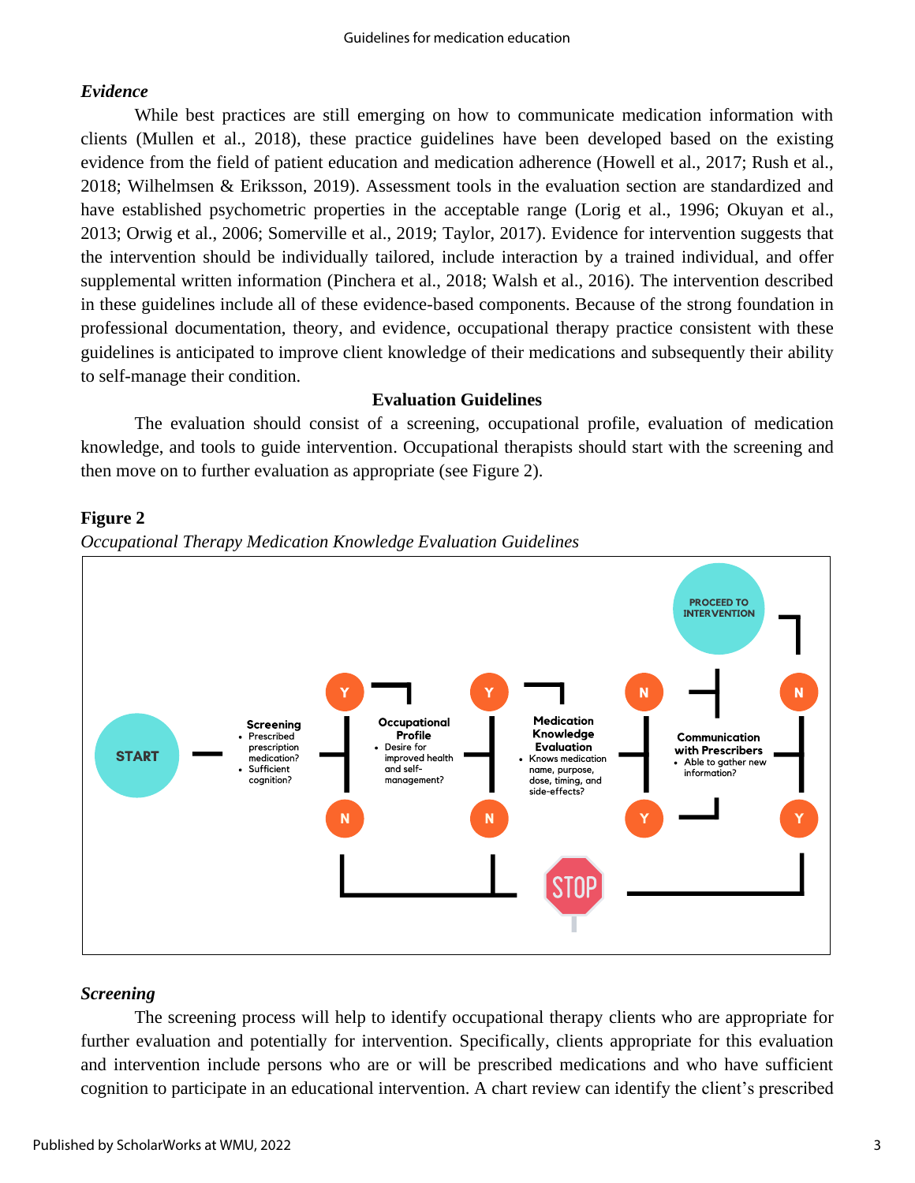### *Evidence*

While best practices are still emerging on how to communicate medication information with clients (Mullen et al., 2018), these practice guidelines have been developed based on the existing evidence from the field of patient education and medication adherence (Howell et al., 2017; Rush et al., 2018; Wilhelmsen & Eriksson, 2019). Assessment tools in the evaluation section are standardized and have established psychometric properties in the acceptable range (Lorig et al., 1996; Okuyan et al., 2013; Orwig et al., 2006; Somerville et al., 2019; Taylor, 2017). Evidence for intervention suggests that the intervention should be individually tailored, include interaction by a trained individual, and offer supplemental written information (Pinchera et al., 2018; Walsh et al., 2016). The intervention described in these guidelines include all of these evidence-based components. Because of the strong foundation in professional documentation, theory, and evidence, occupational therapy practice consistent with these guidelines is anticipated to improve client knowledge of their medications and subsequently their ability to self-manage their condition.

## Evaluation Guidelines

The evaluation should consist of a screening, occupational profile, evaluation of medication knowledge, and tools to guide intervention. Occupational therapists should start with the screening and then move on to further evaluation as appropriate (see Figure 2).

**Figure 2**

*Occupational Therapy Medication Knowledge Evaluation Guidelines*

START — **Screening**
- Prescribed prescription medication?
- Sufficient cognition?

Y → **Occupational Profile**
- Desire for improved health and self-management?

Y → **Medication Knowledge Evaluation**
- Knows medication name, purpose, timing, dose, and side-effects?

N → PROCEED TO INTERVENTION

Y → **Communication with Prescribers**
- Able to gather new information?

N → PROCEED TO INTERVENTION

Y → STOP

N (Screening, Occupational Profile) → STOP

### *Screening*

The screening process will help to identify occupational therapy clients who are appropriate for further evaluation and potentially for intervention. Specifically, clients appropriate for this evaluation and intervention include persons who are or will be prescribed medications and who have sufficient cognition to participate in an educational intervention. A chart review can identify the client's prescribed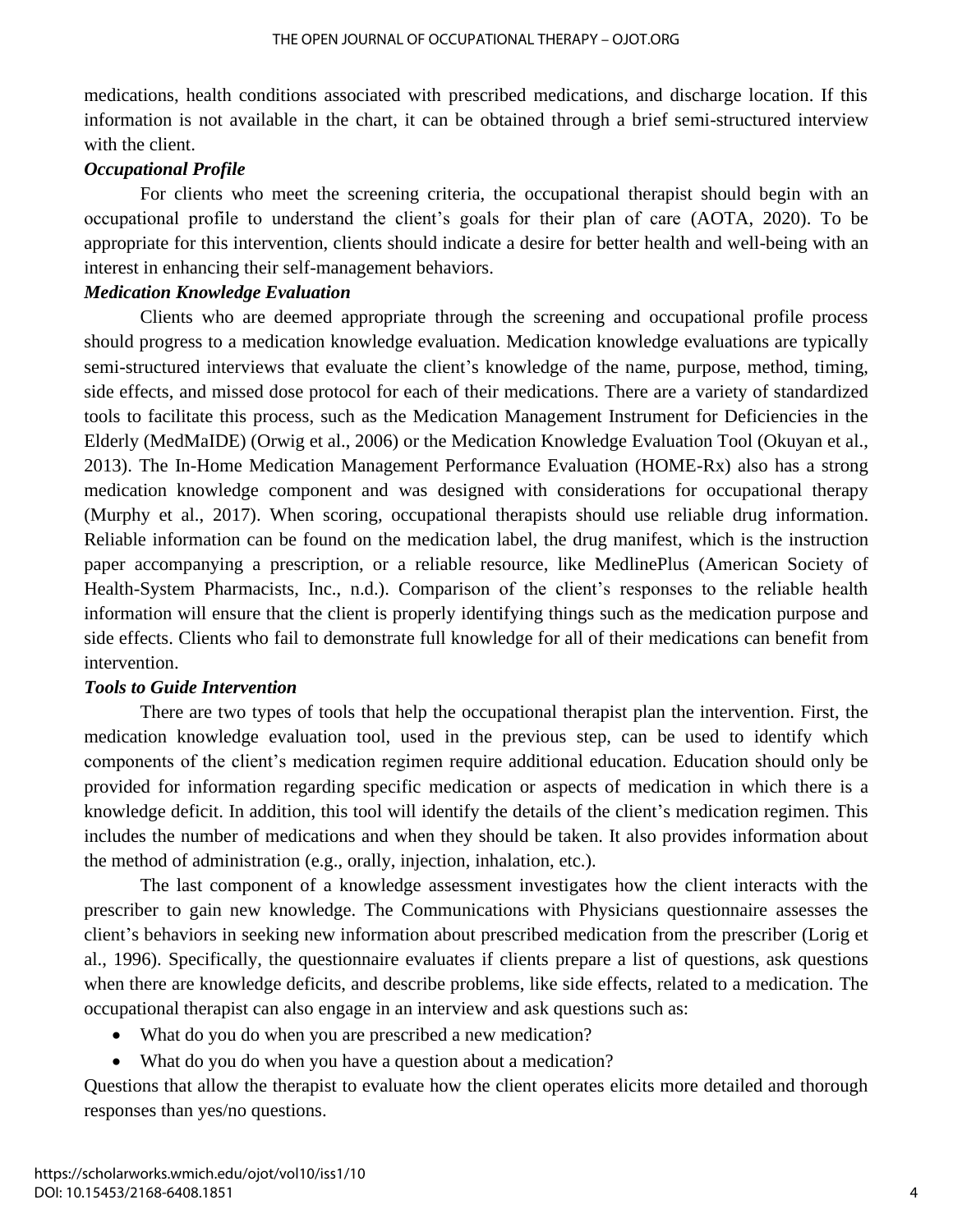medications, health conditions associated with prescribed medications, and discharge location. If this information is not available in the chart, it can be obtained through a brief semi-structured interview with the client.

### *Occupational Profile*

For clients who meet the screening criteria, the occupational therapist should begin with an occupational profile to understand the client's goals for their plan of care (AOTA, 2020). To be appropriate for this intervention, clients should indicate a desire for better health and well-being with an interest in enhancing their self-management behaviors.

### *Medication Knowledge Evaluation*

Clients who are deemed appropriate through the screening and occupational profile process should progress to a medication knowledge evaluation. Medication knowledge evaluations are typically semi-structured interviews that evaluate the client's knowledge of the name, purpose, method, timing, side effects, and missed dose protocol for each of their medications. There are a variety of standardized tools to facilitate this process, such as the Medication Management Instrument for Deficiencies in the Elderly (MedMaIDE) (Orwig et al., 2006) or the Medication Knowledge Evaluation Tool (Okuyan et al., 2013). The In-Home Medication Management Performance Evaluation (HOME-Rx) also has a strong medication knowledge component and was designed with considerations for occupational therapy (Murphy et al., 2017). When scoring, occupational therapists should use reliable drug information. Reliable information can be found on the medication label, the drug manifest, which is the instruction paper accompanying a prescription, or a reliable resource, like MedlinePlus (American Society of Health-System Pharmacists, Inc., n.d.). Comparison of the client's responses to the reliable health information will ensure that the client is properly identifying things such as the medication purpose and side effects. Clients who fail to demonstrate full knowledge for all of their medications can benefit from intervention.

### *Tools to Guide Intervention*

There are two types of tools that help the occupational therapist plan the intervention. First, the medication knowledge evaluation tool, used in the previous step, can be used to identify which components of the client's medication regimen require additional education. Education should only be provided for information regarding specific medication or aspects of medication in which there is a knowledge deficit. In addition, this tool will identify the details of the client's medication regimen. This includes the number of medications and when they should be taken. It also provides information about the method of administration (e.g., orally, injection, inhalation, etc.).

The last component of a knowledge assessment investigates how the client interacts with the prescriber to gain new knowledge. The Communications with Physicians questionnaire assesses the client's behaviors in seeking new information about prescribed medication from the prescriber (Lorig et al., 1996). Specifically, the questionnaire evaluates if clients prepare a list of questions, ask questions when there are knowledge deficits, and describe problems, like side effects, related to a medication. The occupational therapist can also engage in an interview and ask questions such as:

- What do you do when you are prescribed a new medication?
- What do you do when you have a question about a medication?

Questions that allow the therapist to evaluate how the client operates elicits more detailed and thorough responses than yes/no questions.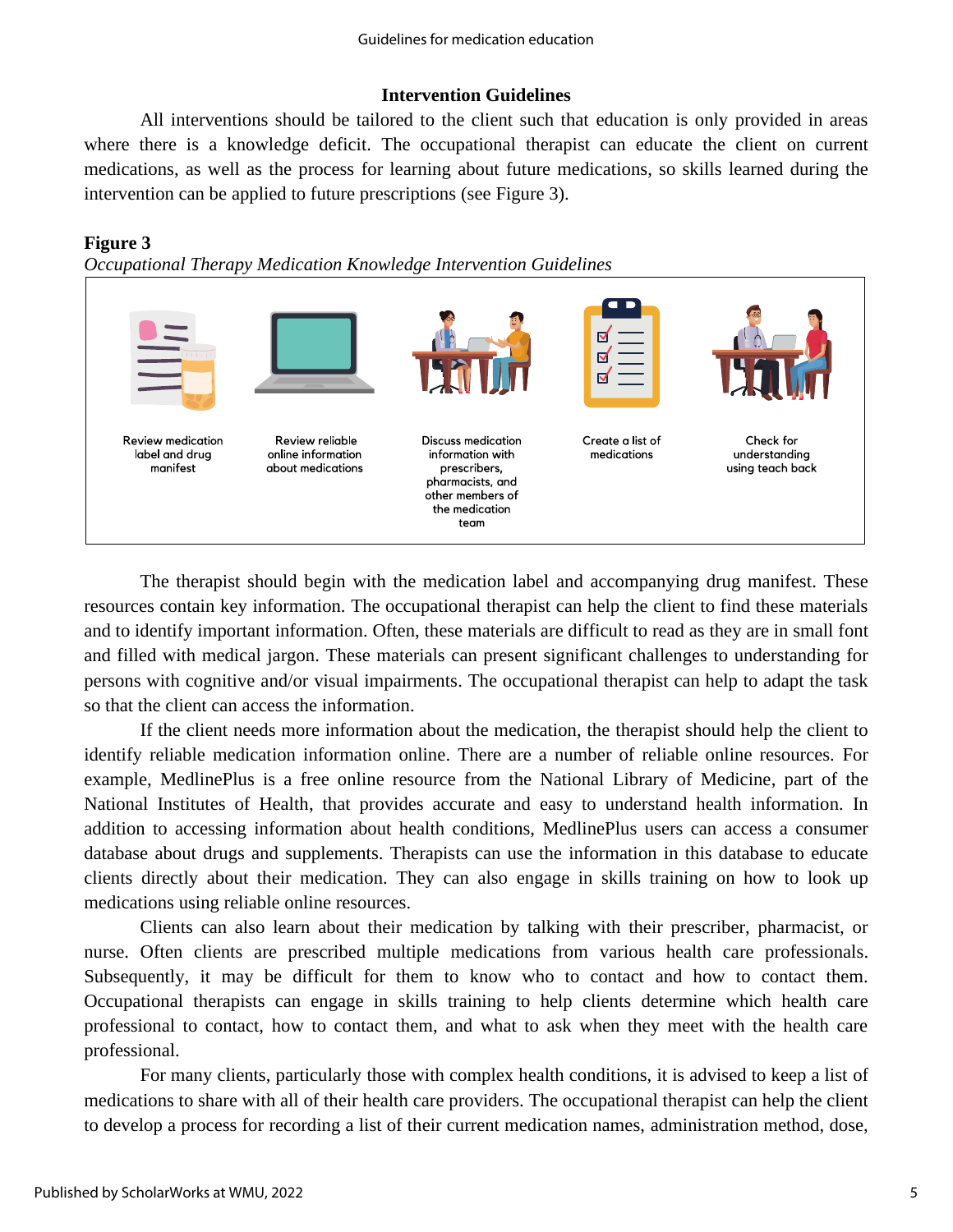### Intervention Guidelines

All interventions should be tailored to the client such that education is only provided in areas where there is a knowledge deficit. The occupational therapist can educate the client on current medications, as well as the process for learning about future medications, so skills learned during the intervention can be applied to future prescriptions (see Figure 3).

**Figure 3**

*Occupational Therapy Medication Knowledge Intervention Guidelines*

Review medication label and drug manifest

Review reliable online information about medications

Discuss medication information with prescribers, pharmacists, and other members of the medication team

Create a list of medications

Check for understanding using teach back

The therapist should begin with the medication label and accompanying drug manifest. These resources contain key information. The occupational therapist can help the client to find these materials and to identify important information. Often, these materials are difficult to read as they are in small font and filled with medical jargon. These materials can present significant challenges to understanding for persons with cognitive and/or visual impairments. The occupational therapist can help to adapt the task so that the client can access the information.

If the client needs more information about the medication, the therapist should help the client to identify reliable medication information online. There are a number of reliable online resources. For example, MedlinePlus is a free online resource from the National Library of Medicine, part of the National Institutes of Health, that provides accurate and easy to understand health information. In addition to accessing information about health conditions, MedlinePlus users can access a consumer database about drugs and supplements. Therapists can use the information in this database to educate clients directly about their medication. They can also engage in skills training on how to look up medications using reliable online resources.

Clients can also learn about their medication by talking with their prescriber, pharmacist, or nurse. Often clients are prescribed multiple medications from various health care professionals. Subsequently, it may be difficult for them to know who to contact and how to contact them. Occupational therapists can engage in skills training to help clients determine which health care professional to contact, how to contact them, and what to ask when they meet with the health care professional.

For many clients, particularly those with complex health conditions, it is advised to keep a list of medications to share with all of their health care providers. The occupational therapist can help the client to develop a process for recording a list of their current medication names, administration method, dose,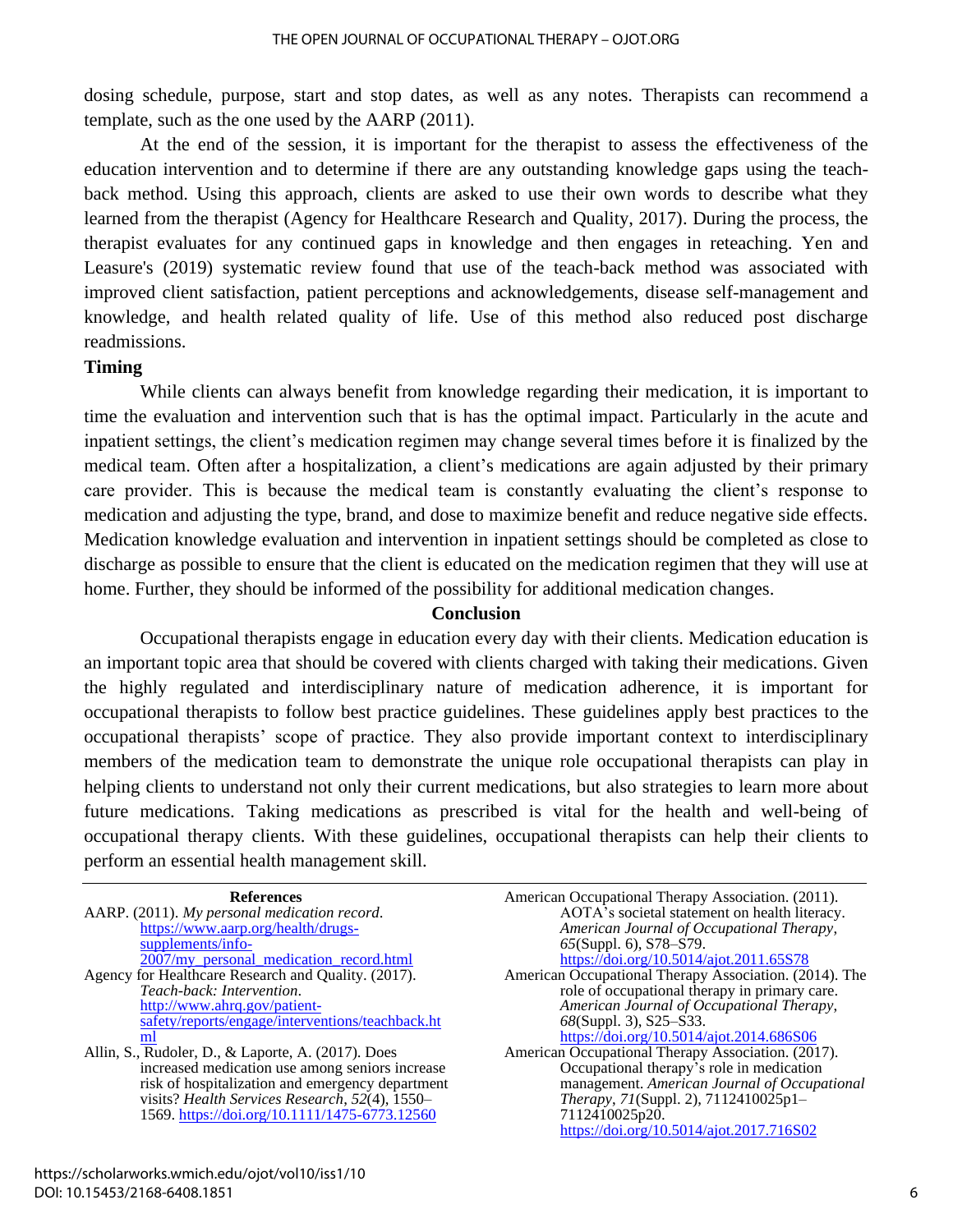dosing schedule, purpose, start and stop dates, as well as any notes. Therapists can recommend a template, such as the one used by the AARP (2011).

At the end of the session, it is important for the therapist to assess the effectiveness of the education intervention and to determine if there are any outstanding knowledge gaps using the teach-back method. Using this approach, clients are asked to use their own words to describe what they learned from the therapist (Agency for Healthcare Research and Quality, 2017). During the process, the therapist evaluates for any continued gaps in knowledge and then engages in reteaching. Yen and Leasure's (2019) systematic review found that use of the teach-back method was associated with improved client satisfaction, patient perceptions and acknowledgements, disease self-management and knowledge, and health related quality of life. Use of this method also reduced post discharge readmissions.

**Timing**

While clients can always benefit from knowledge regarding their medication, it is important to time the evaluation and intervention such that is has the optimal impact. Particularly in the acute and inpatient settings, the client's medication regimen may change several times before it is finalized by the medical team. Often after a hospitalization, a client's medications are again adjusted by their primary care provider. This is because the medical team is constantly evaluating the client's response to medication and adjusting the type, brand, and dose to maximize benefit and reduce negative side effects. Medication knowledge evaluation and intervention in inpatient settings should be completed as close to discharge as possible to ensure that the client is educated on the medication regimen that they will use at home. Further, they should be informed of the possibility for additional medication changes.

## Conclusion

Occupational therapists engage in education every day with their clients. Medication education is an important topic area that should be covered with clients charged with taking their medications. Given the highly regulated and interdisciplinary nature of medication adherence, it is important for occupational therapists to follow best practice guidelines. These guidelines apply best practices to the occupational therapists' scope of practice. They also provide important context to interdisciplinary members of the medication team to demonstrate the unique role occupational therapists can play in helping clients to understand not only their current medications, but also strategies to learn more about future medications. Taking medications as prescribed is vital for the health and well-being of occupational therapy clients. With these guidelines, occupational therapists can help their clients to perform an essential health management skill.

## References

AARP. (2011). *My personal medication record*. https://www.aarp.org/health/drugs-supplements/info-2007/my_personal_medication_record.html

Agency for Healthcare Research and Quality. (2017). *Teach-back: Intervention*. http://www.ahrq.gov/patient-safety/reports/engage/interventions/teachback.html

Allin, S., Rudoler, D., & Laporte, A. (2017). Does increased medication use among seniors increase risk of hospitalization and emergency department visits? *Health Services Research*, *52*(4), 1550–1569. https://doi.org/10.1111/1475-6773.12560

American Occupational Therapy Association. (2011). AOTA's societal statement on health literacy. *American Journal of Occupational Therapy*, *65*(Suppl. 6), S78–S79. https://doi.org/10.5014/ajot.2011.65S78

American Occupational Therapy Association. (2014). The role of occupational therapy in primary care. *American Journal of Occupational Therapy*, *68*(Suppl. 3), S25–S33. https://doi.org/10.5014/ajot.2014.686S06

American Occupational Therapy Association. (2017). Occupational therapy's role in medication management. *American Journal of Occupational Therapy*, *71*(Suppl. 2), 7112410025p1–7112410025p20. https://doi.org/10.5014/ajot.2017.716S02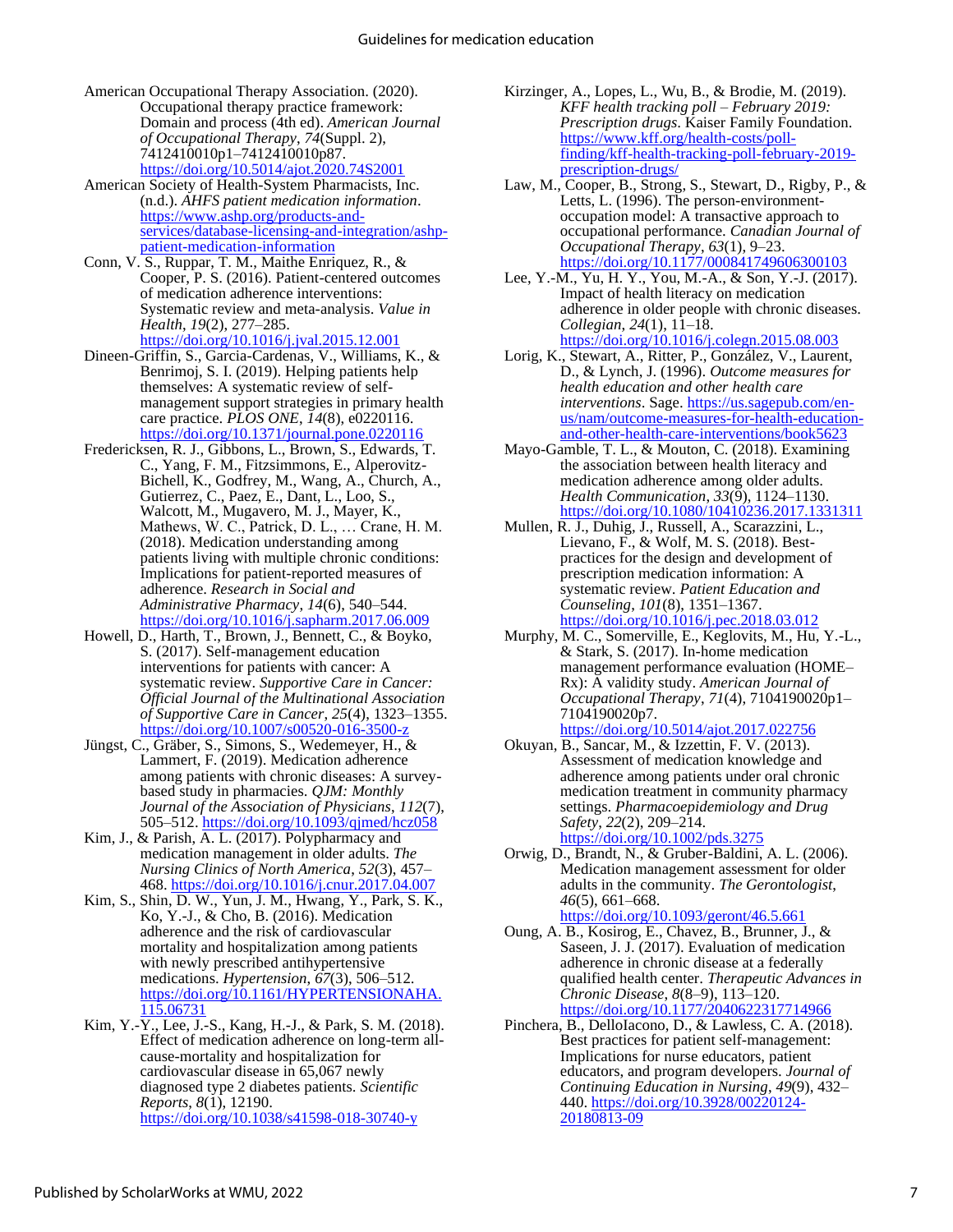American Occupational Therapy Association. (2020). Occupational therapy practice framework: Domain and process (4th ed). *American Journal of Occupational Therapy*, *74*(Suppl. 2), 7412410010p1–7412410010p87. https://doi.org/10.5014/ajot.2020.74S2001

American Society of Health-System Pharmacists, Inc. (n.d.). *AHFS patient medication information*. https://www.ashp.org/products-and-services/database-licensing-and-integration/ashp-patient-medication-information

Conn, V. S., Ruppar, T. M., Maithe Enriquez, R., & Cooper, P. S. (2016). Patient-centered outcomes of medication adherence interventions: Systematic review and meta-analysis. *Value in Health*, *19*(2), 277–285. https://doi.org/10.1016/j.jval.2015.12.001

Dineen-Griffin, S., Garcia-Cardenas, V., Williams, K., & Benrimoj, S. I. (2019). Helping patients help themselves: A systematic review of self-management support strategies in primary health care practice. *PLOS ONE*, *14*(8), e0220116. https://doi.org/10.1371/journal.pone.0220116

Fredericksen, R. J., Gibbons, L., Brown, S., Edwards, T. C., Yang, F. M., Fitzsimmons, E., Alperovitz-Bichell, K., Godfrey, M., Wang, A., Church, A., Gutierrez, C., Paez, E., Dant, L., Loo, S., Walcott, M., Mugavero, M. J., Mayer, K., Mathews, W. C., Patrick, D. L., … Crane, H. M. (2018). Medication understanding among patients living with multiple chronic conditions: Implications for patient-reported measures of adherence. *Research in Social and Administrative Pharmacy*, *14*(6), 540–544. https://doi.org/10.1016/j.sapharm.2017.06.009

Howell, D., Harth, T., Brown, J., Bennett, C., & Boyko, S. (2017). Self-management education interventions for patients with cancer: A systematic review. *Supportive Care in Cancer: Official Journal of the Multinational Association of Supportive Care in Cancer*, *25*(4), 1323–1355. https://doi.org/10.1007/s00520-016-3500-z

Jüngst, C., Gräber, S., Simons, S., Wedemeyer, H., & Lammert, F. (2019). Medication adherence among patients with chronic diseases: A survey-based study in pharmacies. *QJM: Monthly Journal of the Association of Physicians*, *112*(7), 505–512. https://doi.org/10.1093/qjmed/hcz058

Kim, J., & Parish, A. L. (2017). Polypharmacy and medication management in older adults. *The Nursing Clinics of North America*, *52*(3), 457–468. https://doi.org/10.1016/j.cnur.2017.04.007

Kim, S., Shin, D. W., Yun, J. M., Hwang, Y., Park, S. K., Ko, Y.-J., & Cho, B. (2016). Medication adherence and the risk of cardiovascular mortality and hospitalization among patients with newly prescribed antihypertensive medications. *Hypertension*, *67*(3), 506–512. https://doi.org/10.1161/HYPERTENSIONAHA.115.06731

Kim, Y.-Y., Lee, J.-S., Kang, H.-J., & Park, S. M. (2018). Effect of medication adherence on long-term all-cause-mortality and hospitalization for cardiovascular disease in 65,067 newly diagnosed type 2 diabetes patients. *Scientific Reports*, *8*(1), 12190. https://doi.org/10.1038/s41598-018-30740-y

Kirzinger, A., Lopes, L., Wu, B., & Brodie, M. (2019). *KFF health tracking poll – February 2019: Prescription drugs*. Kaiser Family Foundation. https://www.kff.org/health-costs/poll-finding/kff-health-tracking-poll-february-2019-prescription-drugs/

Law, M., Cooper, B., Strong, S., Stewart, D., Rigby, P., & Letts, L. (1996). The person-environment-occupation model: A transactive approach to occupational performance. *Canadian Journal of Occupational Therapy*, *63*(1), 9–23. https://doi.org/10.1177/000841749606300103

Lee, Y.-M., Yu, H. Y., You, M.-A., & Son, Y.-J. (2017). Impact of health literacy on medication adherence in older people with chronic diseases. *Collegian*, *24*(1), 11–18. https://doi.org/10.1016/j.colegn.2015.08.003

Lorig, K., Stewart, A., Ritter, P., González, V., Laurent, D., & Lynch, J. (1996). *Outcome measures for health education and other health care interventions*. Sage. https://us.sagepub.com/en-us/nam/outcome-measures-for-health-education-and-other-health-care-interventions/book5623

Mayo-Gamble, T. L., & Mouton, C. (2018). Examining the association between health literacy and medication adherence among older adults. *Health Communication*, *33*(9), 1124–1130. https://doi.org/10.1080/10410236.2017.1331311

Mullen, R. J., Duhig, J., Russell, A., Scarazzini, L., Lievano, F., & Wolf, M. S. (2018). Best-practices for the design and development of prescription medication information: A systematic review. *Patient Education and Counseling*, *101*(8), 1351–1367. https://doi.org/10.1016/j.pec.2018.03.012

Murphy, M. C., Somerville, E., Keglovits, M., Hu, Y.-L., & Stark, S. (2017). In-home medication management performance evaluation (HOME–Rx): A validity study. *American Journal of Occupational Therapy*, *71*(4), 7104190020p1–7104190020p7. https://doi.org/10.5014/ajot.2017.022756

Okuyan, B., Sancar, M., & Izzettin, F. V. (2013). Assessment of medication knowledge and adherence among patients under oral chronic medication treatment in community pharmacy settings. *Pharmacoepidemiology and Drug Safety*, *22*(2), 209–214. https://doi.org/10.1002/pds.3275

Orwig, D., Brandt, N., & Gruber-Baldini, A. L. (2006). Medication management assessment for older adults in the community. *The Gerontologist*, *46*(5), 661–668. https://doi.org/10.1093/geront/46.5.661

Oung, A. B., Kosirog, E., Chavez, B., Brunner, J., & Saseen, J. J. (2017). Evaluation of medication adherence in chronic disease at a federally qualified health center. *Therapeutic Advances in Chronic Disease*, *8*(8–9), 113–120. https://doi.org/10.1177/2040622317714966

Pinchera, B., DelloIacono, D., & Lawless, C. A. (2018). Best practices for patient self-management: Implications for nurse educators, patient educators, and program developers. *Journal of Continuing Education in Nursing*, *49*(9), 432–440. https://doi.org/10.3928/00220124-20180813-09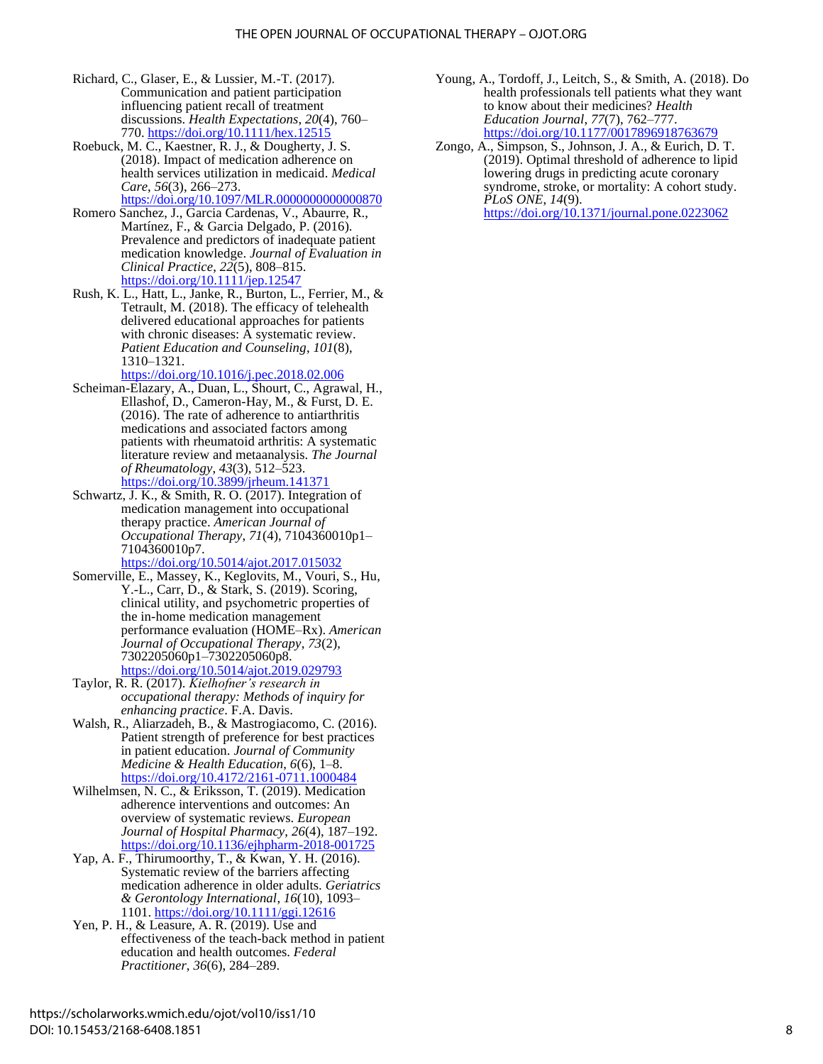Richard, C., Glaser, E., & Lussier, M.-T. (2017). Communication and patient participation influencing patient recall of treatment discussions. *Health Expectations*, *20*(4), 760–770. https://doi.org/10.1111/hex.12515

Roebuck, M. C., Kaestner, R. J., & Dougherty, J. S. (2018). Impact of medication adherence on health services utilization in medicaid. *Medical Care*, *56*(3), 266–273. https://doi.org/10.1097/MLR.0000000000000870

Romero Sanchez, J., Garcia Cardenas, V., Abaurre, R., Martínez, F., & Garcia Delgado, P. (2016). Prevalence and predictors of inadequate patient medication knowledge. *Journal of Evaluation in Clinical Practice*, *22*(5), 808–815. https://doi.org/10.1111/jep.12547

Rush, K. L., Hatt, L., Janke, R., Burton, L., Ferrier, M., & Tetrault, M. (2018). The efficacy of telehealth delivered educational approaches for patients with chronic diseases: A systematic review. *Patient Education and Counseling*, *101*(8), 1310–1321. https://doi.org/10.1016/j.pec.2018.02.006

Scheiman-Elazary, A., Duan, L., Shourt, C., Agrawal, H., Ellashof, D., Cameron-Hay, M., & Furst, D. E. (2016). The rate of adherence to antiarthritis medications and associated factors among patients with rheumatoid arthritis: A systematic literature review and metaanalysis. *The Journal of Rheumatology*, *43*(3), 512–523. https://doi.org/10.3899/jrheum.141371

Schwartz, J. K., & Smith, R. O. (2017). Integration of medication management into occupational therapy practice. *American Journal of Occupational Therapy*, *71*(4), 7104360010p1–7104360010p7. https://doi.org/10.5014/ajot.2017.015032

Somerville, E., Massey, K., Keglovits, M., Vouri, S., Hu, Y.-L., Carr, D., & Stark, S. (2019). Scoring, clinical utility, and psychometric properties of the in-home medication management performance evaluation (HOME–Rx). *American Journal of Occupational Therapy*, *73*(2), 7302205060p1–7302205060p8. https://doi.org/10.5014/ajot.2019.029793

Taylor, R. R. (2017). *Kielhofner's research in occupational therapy: Methods of inquiry for enhancing practice*. F.A. Davis.

Walsh, R., Aliarzadeh, B., & Mastrogiacomo, C. (2016). Patient strength of preference for best practices in patient education. *Journal of Community Medicine & Health Education*, *6*(6), 1–8. https://doi.org/10.4172/2161-0711.1000484

Wilhelmsen, N. C., & Eriksson, T. (2019). Medication adherence interventions and outcomes: An overview of systematic reviews. *European Journal of Hospital Pharmacy*, *26*(4), 187–192. https://doi.org/10.1136/ejhpharm-2018-001725

Yap, A. F., Thirumoorthy, T., & Kwan, Y. H. (2016). Systematic review of the barriers affecting medication adherence in older adults. *Geriatrics & Gerontology International*, *16*(10), 1093–1101. https://doi.org/10.1111/ggi.12616

Yen, P. H., & Leasure, A. R. (2019). Use and effectiveness of the teach-back method in patient education and health outcomes. *Federal Practitioner*, *36*(6), 284–289.

Young, A., Tordoff, J., Leitch, S., & Smith, A. (2018). Do health professionals tell patients what they want to know about their medicines? *Health Education Journal*, *77*(7), 762–777. https://doi.org/10.1177/0017896918763679

Zongo, A., Simpson, S., Johnson, J. A., & Eurich, D. T. (2019). Optimal threshold of adherence to lipid lowering drugs in predicting acute coronary syndrome, stroke, or mortality: A cohort study. *PLoS ONE*, *14*(9). https://doi.org/10.1371/journal.pone.0223062